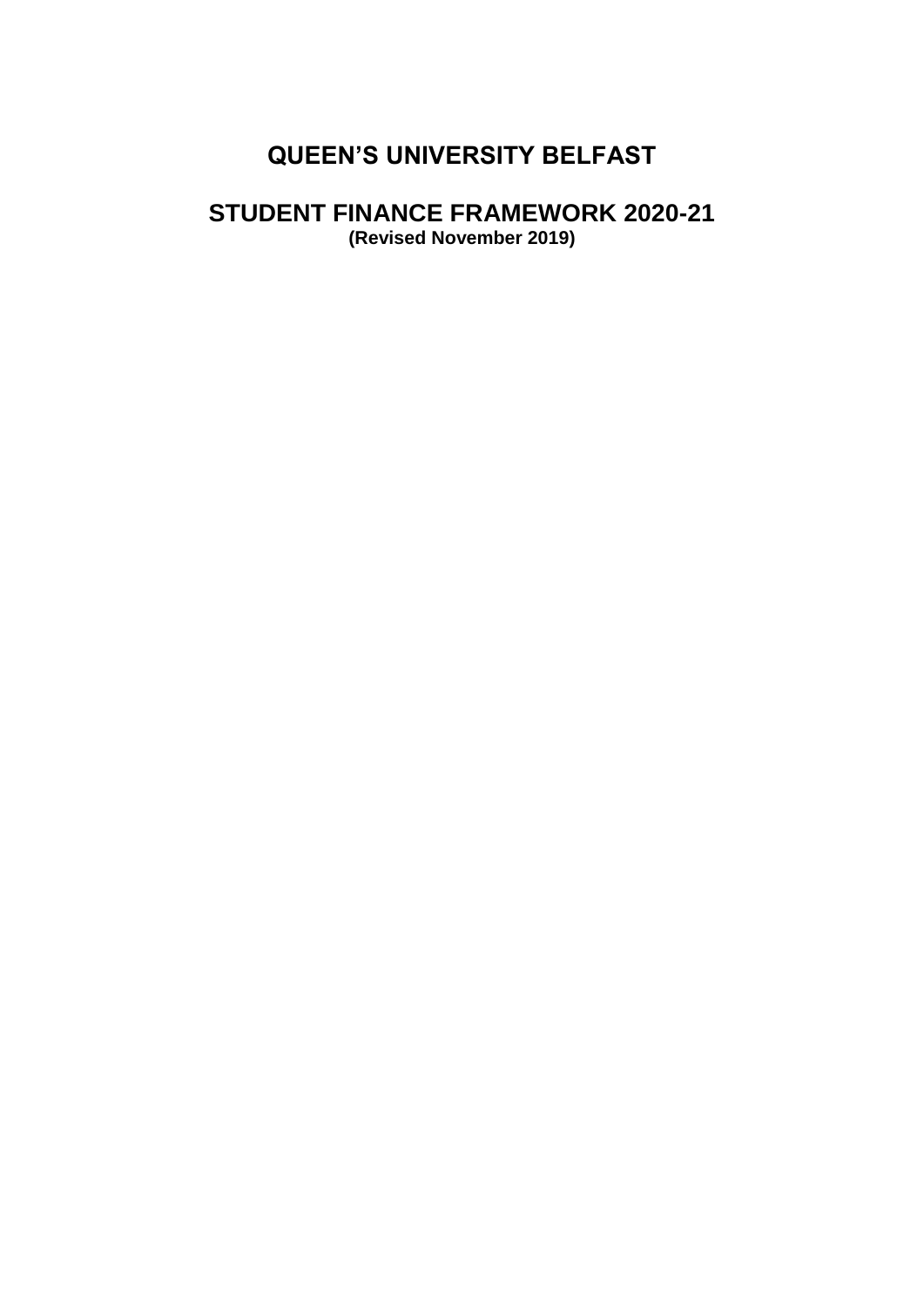# QUEEN'S UNIVERSITY BELFAST

## STUDENT FINANCE FRAMEWORK 2020-21

**(Revised November 2019)**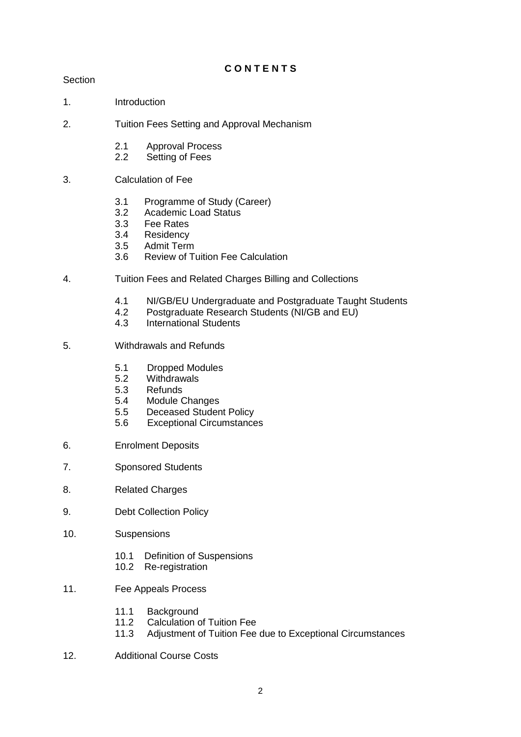**C O N T E N T S**

Section

1. Introduction

2. Tuition Fees Setting and Approval Mechanism

   2.1 Approval Process
   2.2 Setting of Fees

3. Calculation of Fee

   3.1 Programme of Study (Career)
   3.2 Academic Load Status
   3.3 Fee Rates
   3.4 Residency
   3.5 Admit Term
   3.6 Review of Tuition Fee Calculation

4. Tuition Fees and Related Charges Billing and Collections

   4.1 NI/GB/EU Undergraduate and Postgraduate Taught Students
   4.2 Postgraduate Research Students (NI/GB and EU)
   4.3 International Students

5. Withdrawals and Refunds

   5.1 Dropped Modules
   5.2 Withdrawals
   5.3 Refunds
   5.4 Module Changes
   5.5 Deceased Student Policy
   5.6 Exceptional Circumstances

6. Enrolment Deposits

7. Sponsored Students

8. Related Charges

9. Debt Collection Policy

10. Suspensions

    10.1 Definition of Suspensions
    10.2 Re-registration

11. Fee Appeals Process

    11.1 Background
    11.2 Calculation of Tuition Fee
    11.3 Adjustment of Tuition Fee due to Exceptional Circumstances

12. Additional Course Costs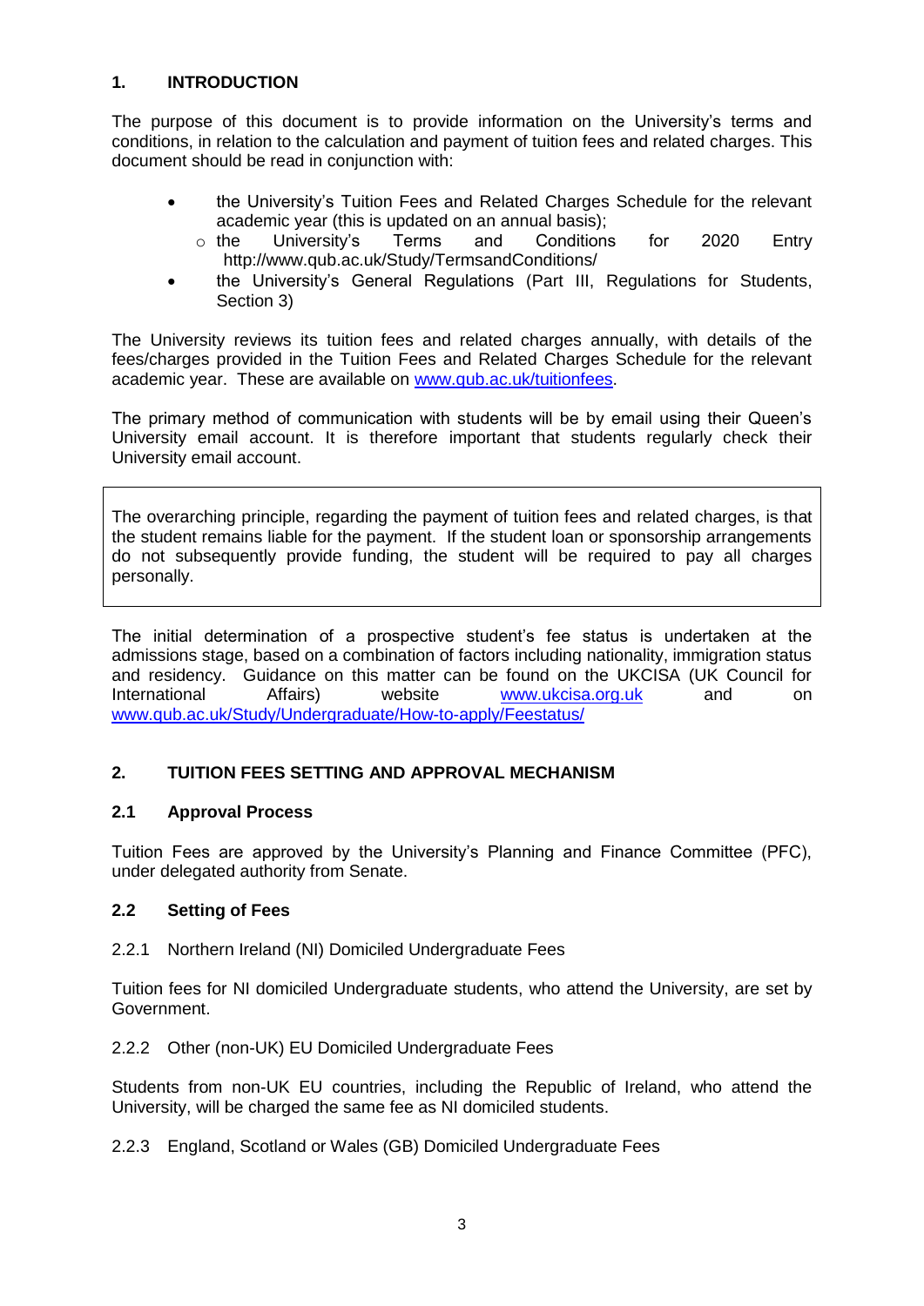## 1. INTRODUCTION

The purpose of this document is to provide information on the University's terms and conditions, in relation to the calculation and payment of tuition fees and related charges. This document should be read in conjunction with:

- the University's Tuition Fees and Related Charges Schedule for the relevant academic year (this is updated on an annual basis);
  - the University's Terms and Conditions for 2020 Entry http://www.qub.ac.uk/Study/TermsandConditions/
- the University's General Regulations (Part III, Regulations for Students, Section 3)

The University reviews its tuition fees and related charges annually, with details of the fees/charges provided in the Tuition Fees and Related Charges Schedule for the relevant academic year. These are available on www.qub.ac.uk/tuitionfees.

The primary method of communication with students will be by email using their Queen's University email account. It is therefore important that students regularly check their University email account.

> The overarching principle, regarding the payment of tuition fees and related charges, is that the student remains liable for the payment. If the student loan or sponsorship arrangements do not subsequently provide funding, the student will be required to pay all charges personally.

The initial determination of a prospective student's fee status is undertaken at the admissions stage, based on a combination of factors including nationality, immigration status and residency. Guidance on this matter can be found on the UKCISA (UK Council for International Affairs) website www.ukcisa.org.uk and on www.qub.ac.uk/Study/Undergraduate/How-to-apply/Feestatus/

## 2. TUITION FEES SETTING AND APPROVAL MECHANISM

### 2.1 Approval Process

Tuition Fees are approved by the University's Planning and Finance Committee (PFC), under delegated authority from Senate.

### 2.2 Setting of Fees

2.2.1 Northern Ireland (NI) Domiciled Undergraduate Fees

Tuition fees for NI domiciled Undergraduate students, who attend the University, are set by Government.

2.2.2 Other (non-UK) EU Domiciled Undergraduate Fees

Students from non-UK EU countries, including the Republic of Ireland, who attend the University, will be charged the same fee as NI domiciled students.

2.2.3 England, Scotland or Wales (GB) Domiciled Undergraduate Fees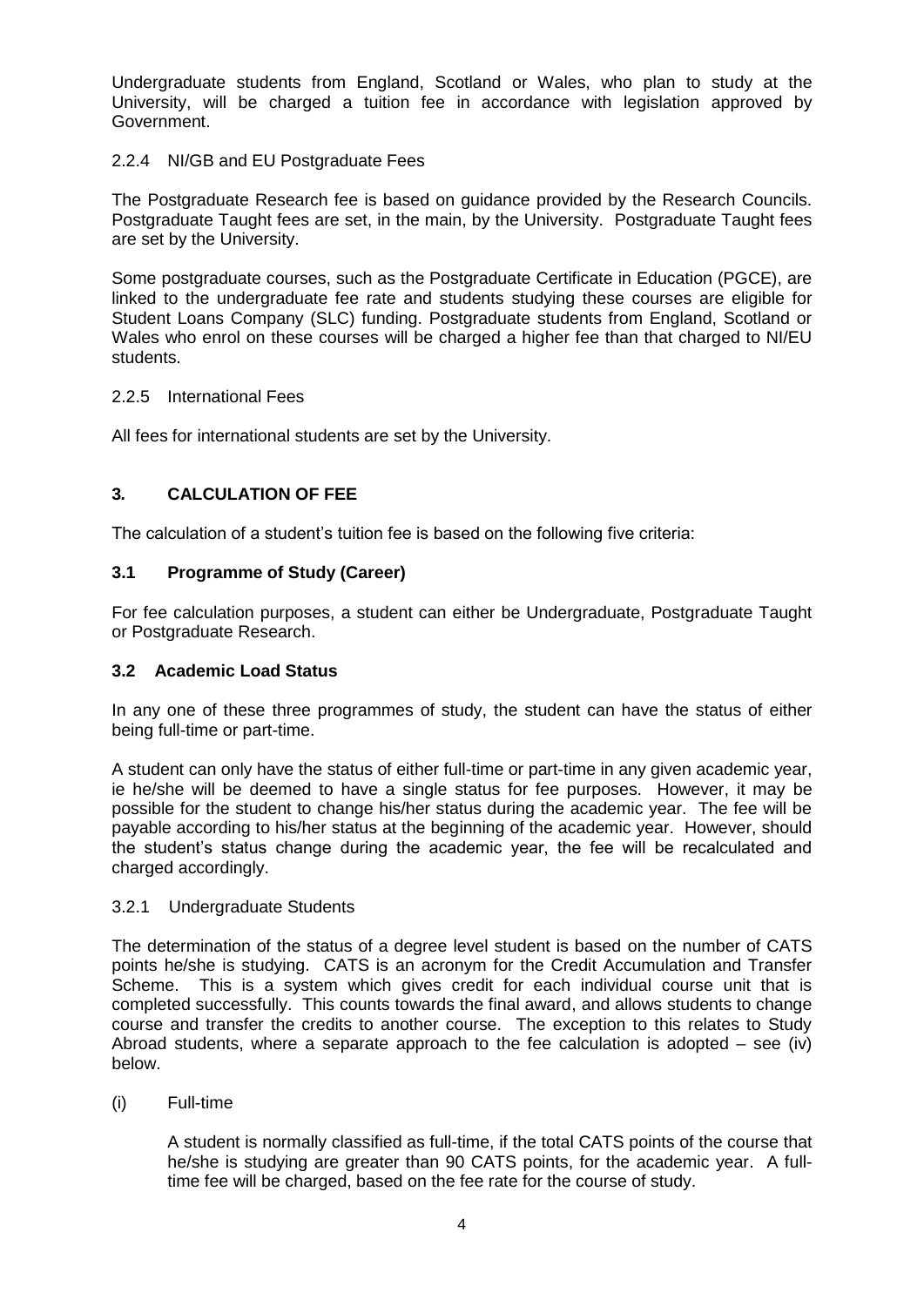Undergraduate students from England, Scotland or Wales, who plan to study at the University, will be charged a tuition fee in accordance with legislation approved by Government.

#### 2.2.4 NI/GB and EU Postgraduate Fees

The Postgraduate Research fee is based on guidance provided by the Research Councils. Postgraduate Taught fees are set, in the main, by the University. Postgraduate Taught fees are set by the University.

Some postgraduate courses, such as the Postgraduate Certificate in Education (PGCE), are linked to the undergraduate fee rate and students studying these courses are eligible for Student Loans Company (SLC) funding. Postgraduate students from England, Scotland or Wales who enrol on these courses will be charged a higher fee than that charged to NI/EU students.

#### 2.2.5 International Fees

All fees for international students are set by the University.

## 3. CALCULATION OF FEE

The calculation of a student's tuition fee is based on the following five criteria:

### 3.1 Programme of Study (Career)

For fee calculation purposes, a student can either be Undergraduate, Postgraduate Taught or Postgraduate Research.

### 3.2 Academic Load Status

In any one of these three programmes of study, the student can have the status of either being full-time or part-time.

A student can only have the status of either full-time or part-time in any given academic year, ie he/she will be deemed to have a single status for fee purposes. However, it may be possible for the student to change his/her status during the academic year. The fee will be payable according to his/her status at the beginning of the academic year. However, should the student's status change during the academic year, the fee will be recalculated and charged accordingly.

#### 3.2.1 Undergraduate Students

The determination of the status of a degree level student is based on the number of CATS points he/she is studying. CATS is an acronym for the Credit Accumulation and Transfer Scheme. This is a system which gives credit for each individual course unit that is completed successfully. This counts towards the final award, and allows students to change course and transfer the credits to another course. The exception to this relates to Study Abroad students, where a separate approach to the fee calculation is adopted – see (iv) below.

(i) Full-time

A student is normally classified as full-time, if the total CATS points of the course that he/she is studying are greater than 90 CATS points, for the academic year. A full-time fee will be charged, based on the fee rate for the course of study.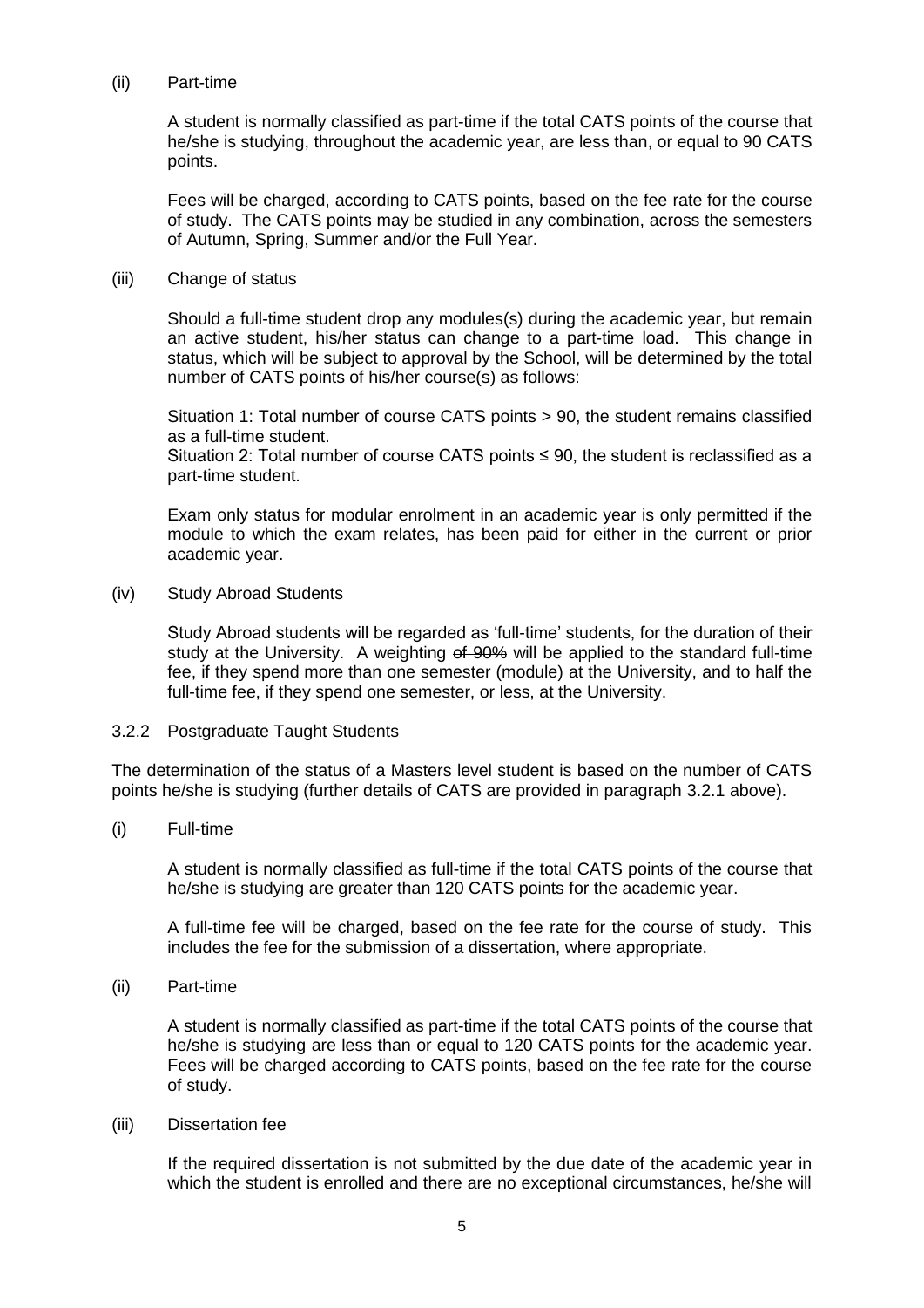(ii) Part-time

A student is normally classified as part-time if the total CATS points of the course that he/she is studying, throughout the academic year, are less than, or equal to 90 CATS points.

Fees will be charged, according to CATS points, based on the fee rate for the course of study. The CATS points may be studied in any combination, across the semesters of Autumn, Spring, Summer and/or the Full Year.

(iii) Change of status

Should a full-time student drop any modules(s) during the academic year, but remain an active student, his/her status can change to a part-time load. This change in status, which will be subject to approval by the School, will be determined by the total number of CATS points of his/her course(s) as follows:

Situation 1: Total number of course CATS points > 90, the student remains classified as a full-time student.
Situation 2: Total number of course CATS points ≤ 90, the student is reclassified as a part-time student.

Exam only status for modular enrolment in an academic year is only permitted if the module to which the exam relates, has been paid for either in the current or prior academic year.

(iv) Study Abroad Students

Study Abroad students will be regarded as 'full-time' students, for the duration of their study at the University. A weighting ~~of 90%~~ will be applied to the standard full-time fee, if they spend more than one semester (module) at the University, and to half the full-time fee, if they spend one semester, or less, at the University.

### 3.2.2 Postgraduate Taught Students

The determination of the status of a Masters level student is based on the number of CATS points he/she is studying (further details of CATS are provided in paragraph 3.2.1 above).

(i) Full-time

A student is normally classified as full-time if the total CATS points of the course that he/she is studying are greater than 120 CATS points for the academic year.

A full-time fee will be charged, based on the fee rate for the course of study. This includes the fee for the submission of a dissertation, where appropriate.

(ii) Part-time

A student is normally classified as part-time if the total CATS points of the course that he/she is studying are less than or equal to 120 CATS points for the academic year. Fees will be charged according to CATS points, based on the fee rate for the course of study.

(iii) Dissertation fee

If the required dissertation is not submitted by the due date of the academic year in which the student is enrolled and there are no exceptional circumstances, he/she will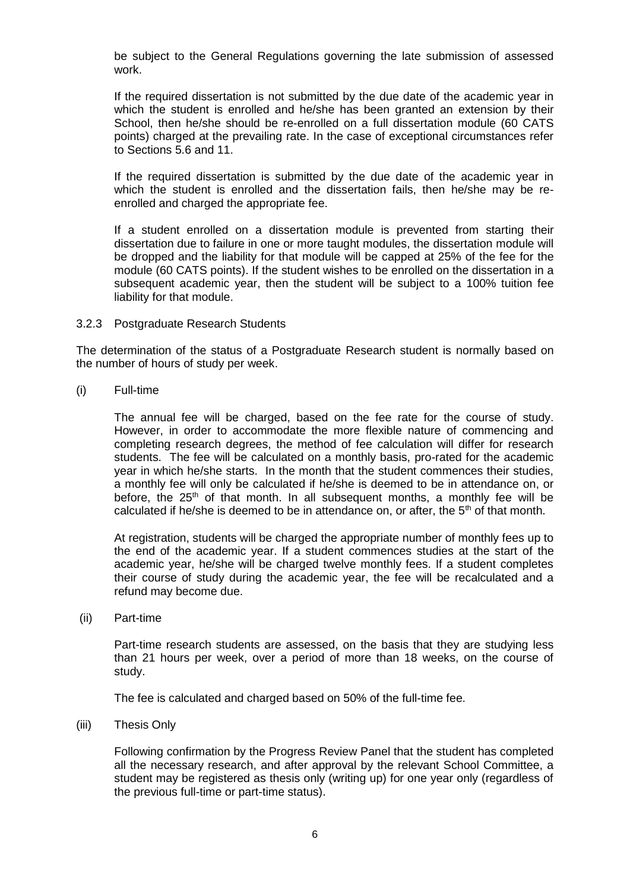be subject to the General Regulations governing the late submission of assessed work.

If the required dissertation is not submitted by the due date of the academic year in which the student is enrolled and he/she has been granted an extension by their School, then he/she should be re-enrolled on a full dissertation module (60 CATS points) charged at the prevailing rate. In the case of exceptional circumstances refer to Sections 5.6 and 11.

If the required dissertation is submitted by the due date of the academic year in which the student is enrolled and the dissertation fails, then he/she may be re-enrolled and charged the appropriate fee.

If a student enrolled on a dissertation module is prevented from starting their dissertation due to failure in one or more taught modules, the dissertation module will be dropped and the liability for that module will be capped at 25% of the fee for the module (60 CATS points). If the student wishes to be enrolled on the dissertation in a subsequent academic year, then the student will be subject to a 100% tuition fee liability for that module.

### 3.2.3 Postgraduate Research Students

The determination of the status of a Postgraduate Research student is normally based on the number of hours of study per week.

(i) Full-time

The annual fee will be charged, based on the fee rate for the course of study. However, in order to accommodate the more flexible nature of commencing and completing research degrees, the method of fee calculation will differ for research students. The fee will be calculated on a monthly basis, pro-rated for the academic year in which he/she starts. In the month that the student commences their studies, a monthly fee will only be calculated if he/she is deemed to be in attendance on, or before, the 25th of that month. In all subsequent months, a monthly fee will be calculated if he/she is deemed to be in attendance on, or after, the 5th of that month.

At registration, students will be charged the appropriate number of monthly fees up to the end of the academic year. If a student commences studies at the start of the academic year, he/she will be charged twelve monthly fees. If a student completes their course of study during the academic year, the fee will be recalculated and a refund may become due.

(ii) Part-time

Part-time research students are assessed, on the basis that they are studying less than 21 hours per week, over a period of more than 18 weeks, on the course of study.

The fee is calculated and charged based on 50% of the full-time fee.

(iii) Thesis Only

Following confirmation by the Progress Review Panel that the student has completed all the necessary research, and after approval by the relevant School Committee, a student may be registered as thesis only (writing up) for one year only (regardless of the previous full-time or part-time status).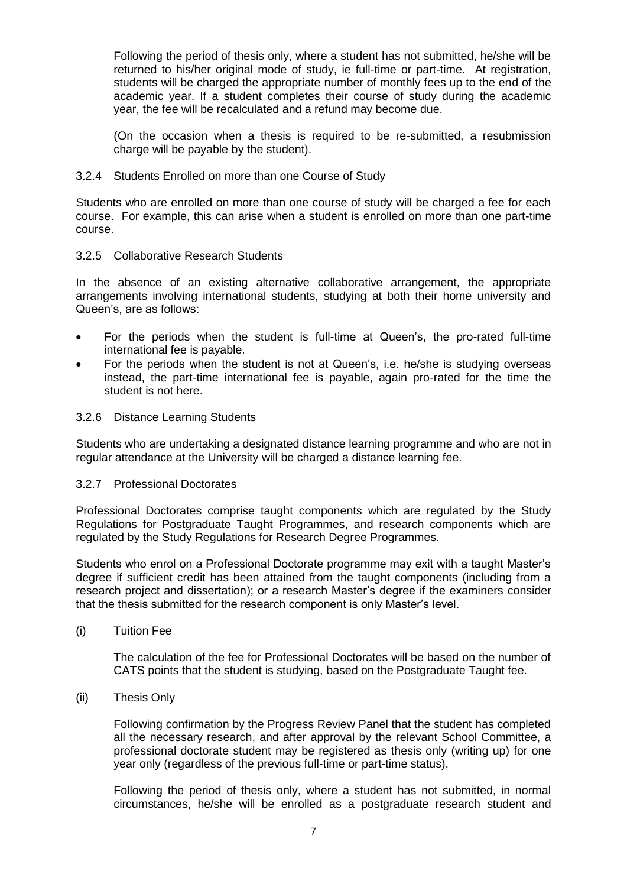Following the period of thesis only, where a student has not submitted, he/she will be returned to his/her original mode of study, ie full-time or part-time. At registration, students will be charged the appropriate number of monthly fees up to the end of the academic year. If a student completes their course of study during the academic year, the fee will be recalculated and a refund may become due.

(On the occasion when a thesis is required to be re-submitted, a resubmission charge will be payable by the student).

### 3.2.4 Students Enrolled on more than one Course of Study

Students who are enrolled on more than one course of study will be charged a fee for each course. For example, this can arise when a student is enrolled on more than one part-time course.

### 3.2.5 Collaborative Research Students

In the absence of an existing alternative collaborative arrangement, the appropriate arrangements involving international students, studying at both their home university and Queen's, are as follows:

- For the periods when the student is full-time at Queen's, the pro-rated full-time international fee is payable.
- For the periods when the student is not at Queen's, i.e. he/she is studying overseas instead, the part-time international fee is payable, again pro-rated for the time the student is not here.

### 3.2.6 Distance Learning Students

Students who are undertaking a designated distance learning programme and who are not in regular attendance at the University will be charged a distance learning fee.

### 3.2.7 Professional Doctorates

Professional Doctorates comprise taught components which are regulated by the Study Regulations for Postgraduate Taught Programmes, and research components which are regulated by the Study Regulations for Research Degree Programmes.

Students who enrol on a Professional Doctorate programme may exit with a taught Master's degree if sufficient credit has been attained from the taught components (including from a research project and dissertation); or a research Master's degree if the examiners consider that the thesis submitted for the research component is only Master's level.

(i) Tuition Fee

The calculation of the fee for Professional Doctorates will be based on the number of CATS points that the student is studying, based on the Postgraduate Taught fee.

(ii) Thesis Only

Following confirmation by the Progress Review Panel that the student has completed all the necessary research, and after approval by the relevant School Committee, a professional doctorate student may be registered as thesis only (writing up) for one year only (regardless of the previous full-time or part-time status).

Following the period of thesis only, where a student has not submitted, in normal circumstances, he/she will be enrolled as a postgraduate research student and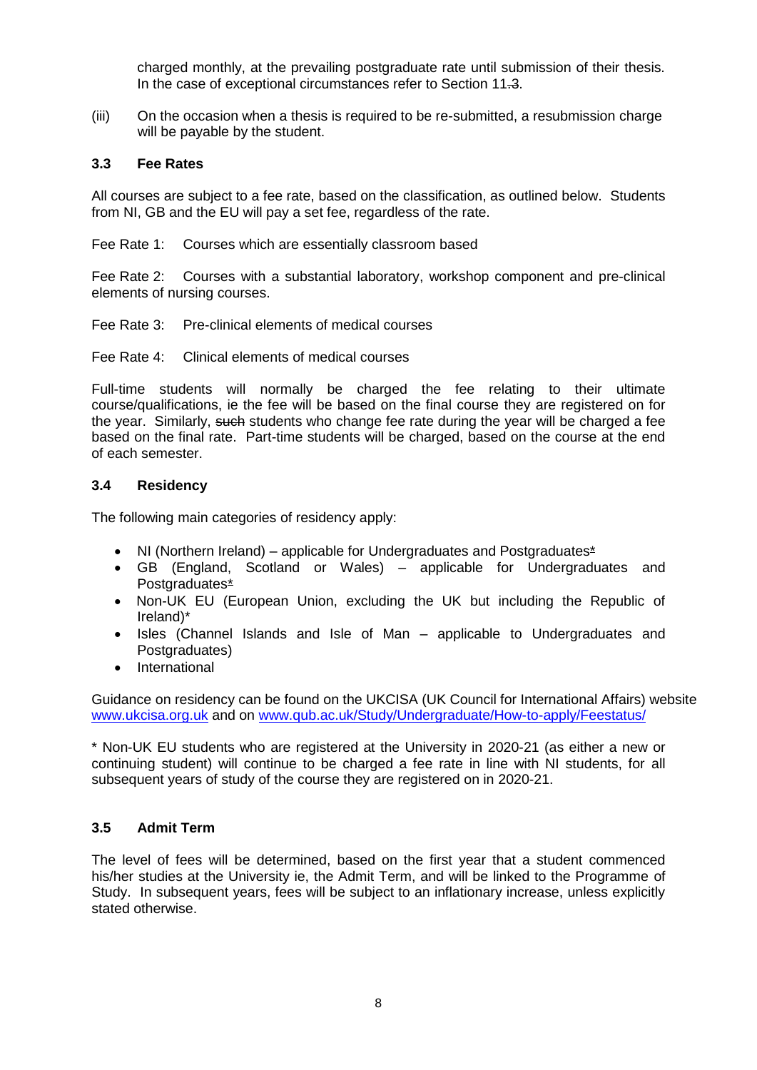charged monthly, at the prevailing postgraduate rate until submission of their thesis. In the case of exceptional circumstances refer to Section 11.3.

(iii) On the occasion when a thesis is required to be re-submitted, a resubmission charge will be payable by the student.

### 3.3 Fee Rates

All courses are subject to a fee rate, based on the classification, as outlined below. Students from NI, GB and the EU will pay a set fee, regardless of the rate.

Fee Rate 1: Courses which are essentially classroom based

Fee Rate 2: Courses with a substantial laboratory, workshop component and pre-clinical elements of nursing courses.

Fee Rate 3: Pre-clinical elements of medical courses

Fee Rate 4: Clinical elements of medical courses

Full-time students will normally be charged the fee relating to their ultimate course/qualifications, ie the fee will be based on the final course they are registered on for the year. Similarly, ~~such~~ students who change fee rate during the year will be charged a fee based on the final rate. Part-time students will be charged, based on the course at the end of each semester.

### 3.4 Residency

The following main categories of residency apply:

- NI (Northern Ireland) – applicable for Undergraduates and Postgraduates*
- GB (England, Scotland or Wales) – applicable for Undergraduates and Postgraduates*
- Non-UK EU (European Union, excluding the UK but including the Republic of Ireland)*
- Isles (Channel Islands and Isle of Man – applicable to Undergraduates and Postgraduates)
- International

Guidance on residency can be found on the UKCISA (UK Council for International Affairs) website www.ukcisa.org.uk and on www.qub.ac.uk/Study/Undergraduate/How-to-apply/Feestatus/

* Non-UK EU students who are registered at the University in 2020-21 (as either a new or continuing student) will continue to be charged a fee rate in line with NI students, for all subsequent years of study of the course they are registered on in 2020-21.

### 3.5 Admit Term

The level of fees will be determined, based on the first year that a student commenced his/her studies at the University ie, the Admit Term, and will be linked to the Programme of Study. In subsequent years, fees will be subject to an inflationary increase, unless explicitly stated otherwise.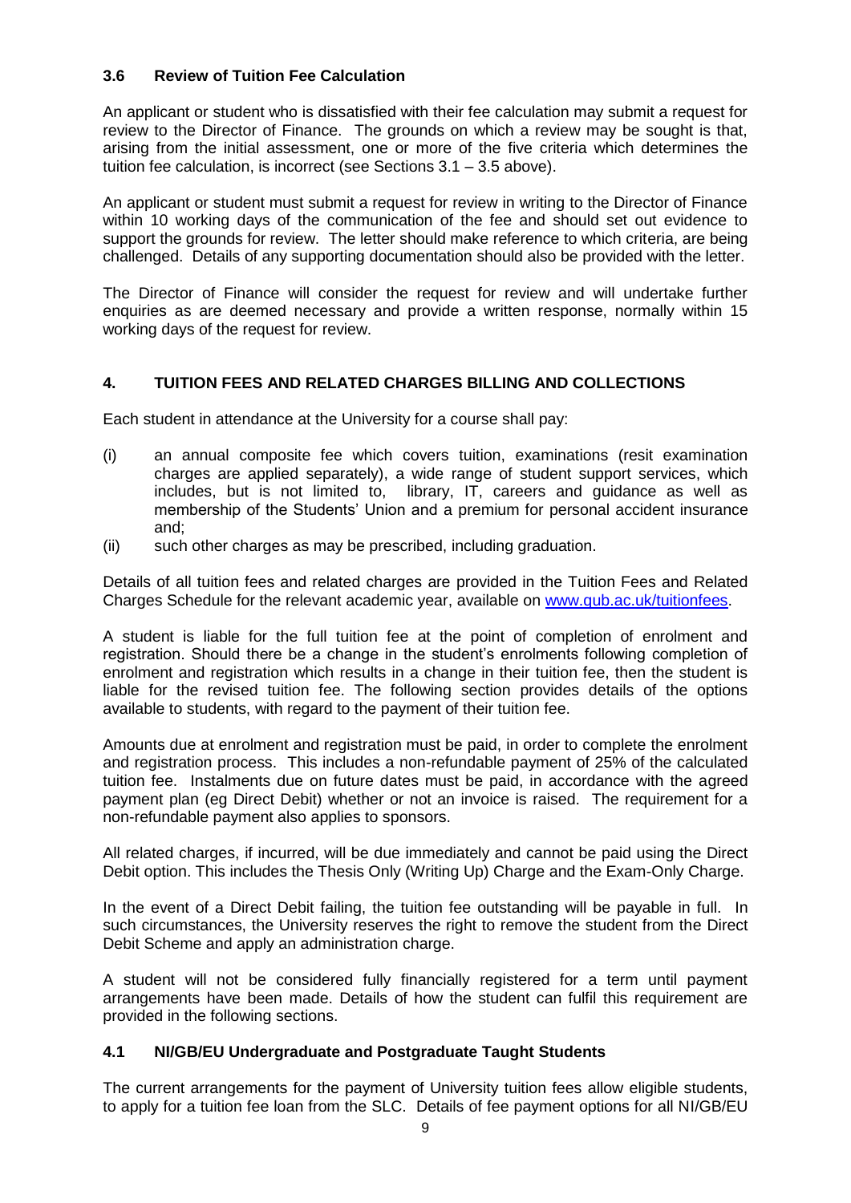### 3.6 Review of Tuition Fee Calculation

An applicant or student who is dissatisfied with their fee calculation may submit a request for review to the Director of Finance. The grounds on which a review may be sought is that, arising from the initial assessment, one or more of the five criteria which determines the tuition fee calculation, is incorrect (see Sections 3.1 – 3.5 above).

An applicant or student must submit a request for review in writing to the Director of Finance within 10 working days of the communication of the fee and should set out evidence to support the grounds for review. The letter should make reference to which criteria, are being challenged. Details of any supporting documentation should also be provided with the letter.

The Director of Finance will consider the request for review and will undertake further enquiries as are deemed necessary and provide a written response, normally within 15 working days of the request for review.

## 4. TUITION FEES AND RELATED CHARGES BILLING AND COLLECTIONS

Each student in attendance at the University for a course shall pay:

(i) an annual composite fee which covers tuition, examinations (resit examination charges are applied separately), a wide range of student support services, which includes, but is not limited to, library, IT, careers and guidance as well as membership of the Students' Union and a premium for personal accident insurance and;

(ii) such other charges as may be prescribed, including graduation.

Details of all tuition fees and related charges are provided in the Tuition Fees and Related Charges Schedule for the relevant academic year, available on [www.qub.ac.uk/tuitionfees](www.qub.ac.uk/tuitionfees).

A student is liable for the full tuition fee at the point of completion of enrolment and registration. Should there be a change in the student's enrolments following completion of enrolment and registration which results in a change in their tuition fee, then the student is liable for the revised tuition fee. The following section provides details of the options available to students, with regard to the payment of their tuition fee.

Amounts due at enrolment and registration must be paid, in order to complete the enrolment and registration process. This includes a non-refundable payment of 25% of the calculated tuition fee. Instalments due on future dates must be paid, in accordance with the agreed payment plan (eg Direct Debit) whether or not an invoice is raised. The requirement for a non-refundable payment also applies to sponsors.

All related charges, if incurred, will be due immediately and cannot be paid using the Direct Debit option. This includes the Thesis Only (Writing Up) Charge and the Exam-Only Charge.

In the event of a Direct Debit failing, the tuition fee outstanding will be payable in full. In such circumstances, the University reserves the right to remove the student from the Direct Debit Scheme and apply an administration charge.

A student will not be considered fully financially registered for a term until payment arrangements have been made. Details of how the student can fulfil this requirement are provided in the following sections.

### 4.1 NI/GB/EU Undergraduate and Postgraduate Taught Students

The current arrangements for the payment of University tuition fees allow eligible students, to apply for a tuition fee loan from the SLC. Details of fee payment options for all NI/GB/EU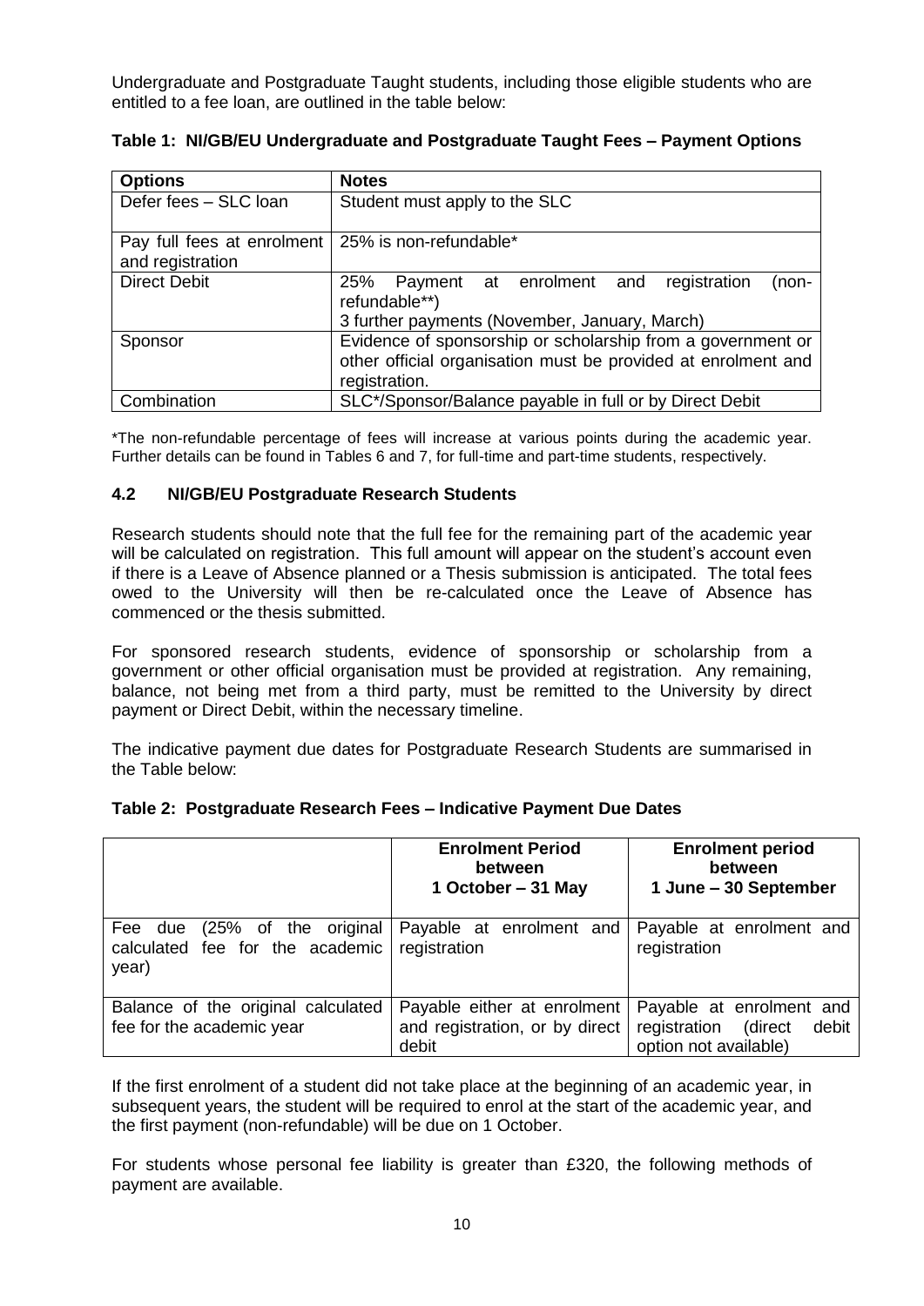Undergraduate and Postgraduate Taught students, including those eligible students who are entitled to a fee loan, are outlined in the table below:

**Table 1: NI/GB/EU Undergraduate and Postgraduate Taught Fees – Payment Options**

| Options | Notes |
|---|---|
| Defer fees – SLC loan | Student must apply to the SLC |
| Pay full fees at enrolment and registration | 25% is non-refundable* |
| Direct Debit | 25% Payment at enrolment and registration (non-refundable**)<br>3 further payments (November, January, March) |
| Sponsor | Evidence of sponsorship or scholarship from a government or other official organisation must be provided at enrolment and registration. |
| Combination | SLC*/Sponsor/Balance payable in full or by Direct Debit |

*The non-refundable percentage of fees will increase at various points during the academic year. Further details can be found in Tables 6 and 7, for full-time and part-time students, respectively.

### 4.2 NI/GB/EU Postgraduate Research Students

Research students should note that the full fee for the remaining part of the academic year will be calculated on registration. This full amount will appear on the student's account even if there is a Leave of Absence planned or a Thesis submission is anticipated. The total fees owed to the University will then be re-calculated once the Leave of Absence has commenced or the thesis submitted.

For sponsored research students, evidence of sponsorship or scholarship from a government or other official organisation must be provided at registration. Any remaining, balance, not being met from a third party, must be remitted to the University by direct payment or Direct Debit, within the necessary timeline.

The indicative payment due dates for Postgraduate Research Students are summarised in the Table below:

**Table 2: Postgraduate Research Fees – Indicative Payment Due Dates**

| | Enrolment Period between 1 October – 31 May | Enrolment period between 1 June – 30 September |
|---|---|---|
| Fee due (25% of the original calculated fee for the academic year) | Payable at enrolment and registration | Payable at enrolment and registration |
| Balance of the original calculated fee for the academic year | Payable either at enrolment and registration, or by direct debit | Payable at enrolment and registration (direct debit option not available) |

If the first enrolment of a student did not take place at the beginning of an academic year, in subsequent years, the student will be required to enrol at the start of the academic year, and the first payment (non-refundable) will be due on 1 October.

For students whose personal fee liability is greater than £320, the following methods of payment are available.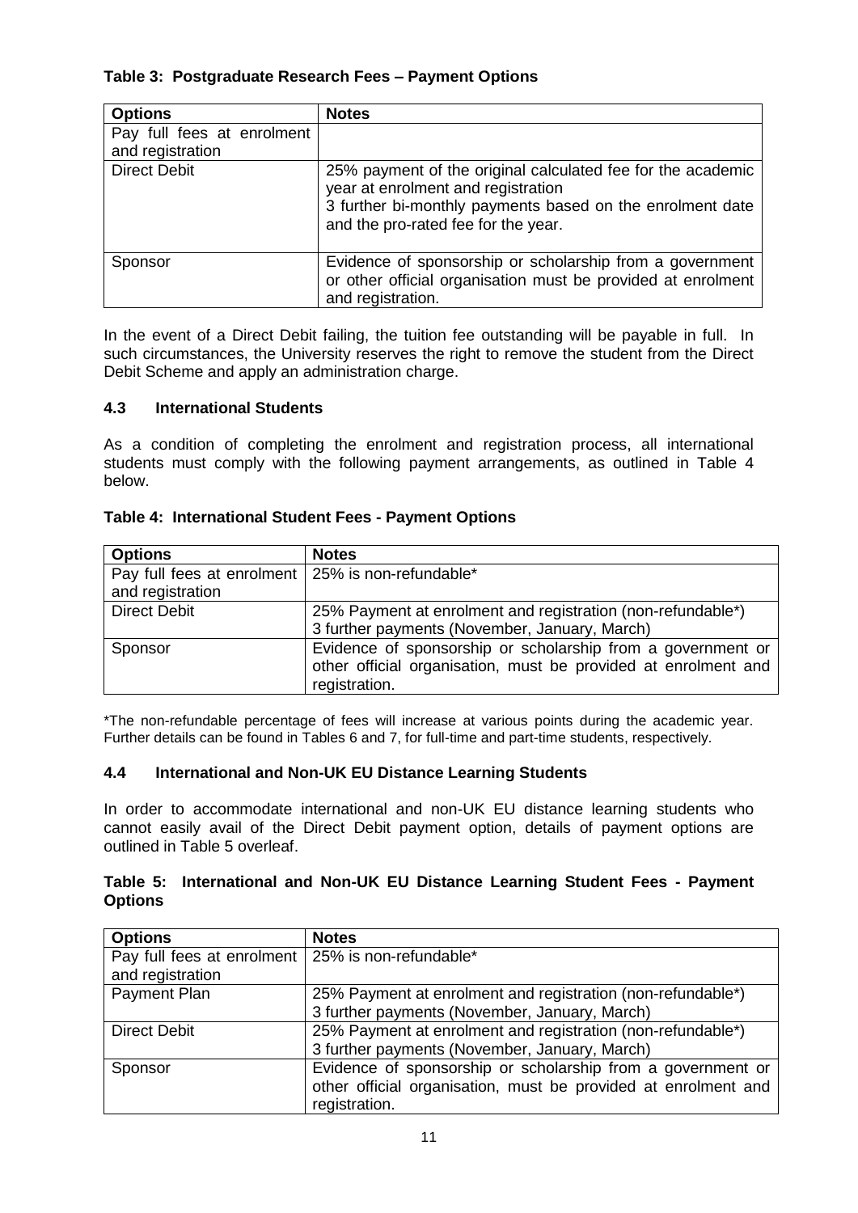**Table 3: Postgraduate Research Fees – Payment Options**

| Options | Notes |
| --- | --- |
| Pay full fees at enrolment and registration | |
| Direct Debit | 25% payment of the original calculated fee for the academic year at enrolment and registration<br>3 further bi-monthly payments based on the enrolment date and the pro-rated fee for the year. |
| Sponsor | Evidence of sponsorship or scholarship from a government or other official organisation must be provided at enrolment and registration. |

In the event of a Direct Debit failing, the tuition fee outstanding will be payable in full. In such circumstances, the University reserves the right to remove the student from the Direct Debit Scheme and apply an administration charge.

### 4.3 International Students

As a condition of completing the enrolment and registration process, all international students must comply with the following payment arrangements, as outlined in Table 4 below.

**Table 4: International Student Fees - Payment Options**

| Options | Notes |
| --- | --- |
| Pay full fees at enrolment and registration | 25% is non-refundable* |
| Direct Debit | 25% Payment at enrolment and registration (non-refundable*)<br>3 further payments (November, January, March) |
| Sponsor | Evidence of sponsorship or scholarship from a government or other official organisation, must be provided at enrolment and registration. |

*The non-refundable percentage of fees will increase at various points during the academic year. Further details can be found in Tables 6 and 7, for full-time and part-time students, respectively.

### 4.4 International and Non-UK EU Distance Learning Students

In order to accommodate international and non-UK EU distance learning students who cannot easily avail of the Direct Debit payment option, details of payment options are outlined in Table 5 overleaf.

**Table 5: International and Non-UK EU Distance Learning Student Fees - Payment Options**

| Options | Notes |
| --- | --- |
| Pay full fees at enrolment and registration | 25% is non-refundable* |
| Payment Plan | 25% Payment at enrolment and registration (non-refundable*)<br>3 further payments (November, January, March) |
| Direct Debit | 25% Payment at enrolment and registration (non-refundable*)<br>3 further payments (November, January, March) |
| Sponsor | Evidence of sponsorship or scholarship from a government or other official organisation, must be provided at enrolment and registration. |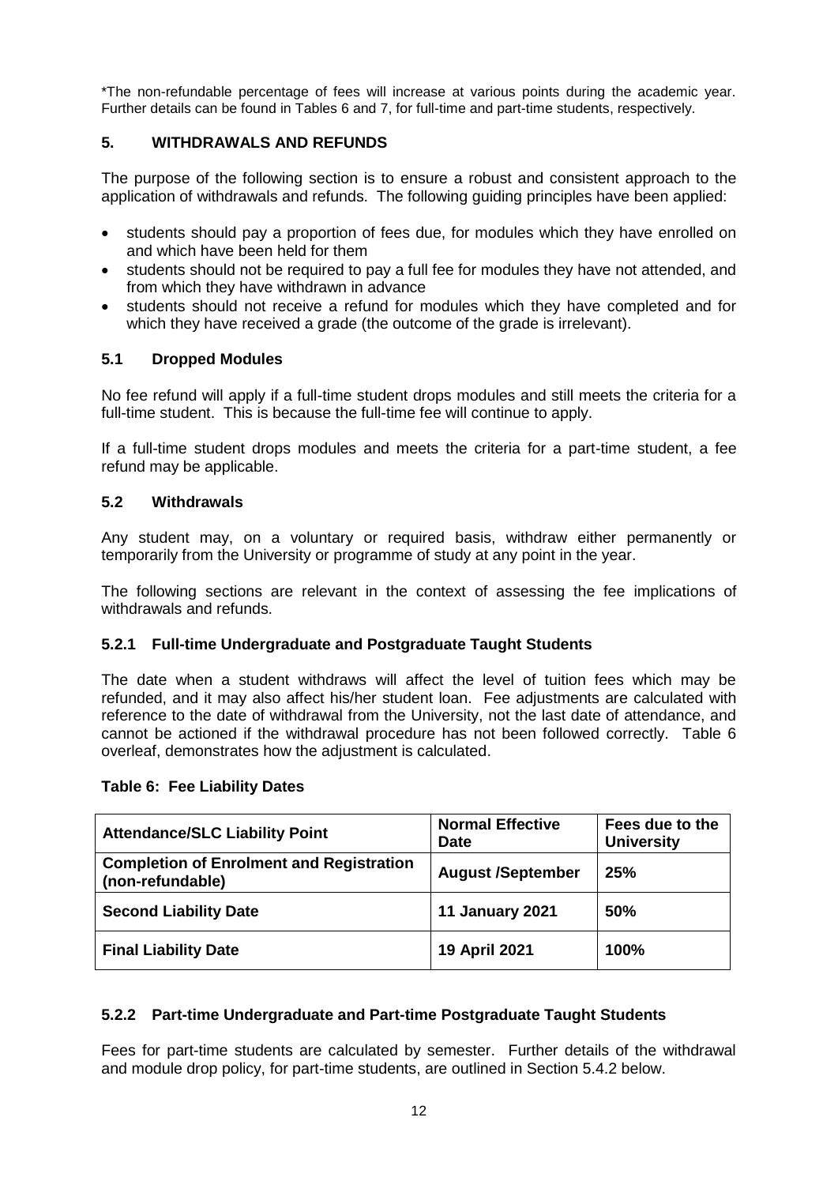*The non-refundable percentage of fees will increase at various points during the academic year. Further details can be found in Tables 6 and 7, for full-time and part-time students, respectively.

## 5. WITHDRAWALS AND REFUNDS

The purpose of the following section is to ensure a robust and consistent approach to the application of withdrawals and refunds. The following guiding principles have been applied:

- students should pay a proportion of fees due, for modules which they have enrolled on and which have been held for them
- students should not be required to pay a full fee for modules they have not attended, and from which they have withdrawn in advance
- students should not receive a refund for modules which they have completed and for which they have received a grade (the outcome of the grade is irrelevant).

### 5.1 Dropped Modules

No fee refund will apply if a full-time student drops modules and still meets the criteria for a full-time student. This is because the full-time fee will continue to apply.

If a full-time student drops modules and meets the criteria for a part-time student, a fee refund may be applicable.

### 5.2 Withdrawals

Any student may, on a voluntary or required basis, withdraw either permanently or temporarily from the University or programme of study at any point in the year.

The following sections are relevant in the context of assessing the fee implications of withdrawals and refunds.

#### 5.2.1 Full-time Undergraduate and Postgraduate Taught Students

The date when a student withdraws will affect the level of tuition fees which may be refunded, and it may also affect his/her student loan. Fee adjustments are calculated with reference to the date of withdrawal from the University, not the last date of attendance, and cannot be actioned if the withdrawal procedure has not been followed correctly. Table 6 overleaf, demonstrates how the adjustment is calculated.

**Table 6: Fee Liability Dates**

| Attendance/SLC Liability Point | Normal Effective Date | Fees due to the University |
|---|---|---|
| **Completion of Enrolment and Registration (non-refundable)** | **August /September** | **25%** |
| **Second Liability Date** | **11 January 2021** | **50%** |
| **Final Liability Date** | **19 April 2021** | **100%** |

#### 5.2.2 Part-time Undergraduate and Part-time Postgraduate Taught Students

Fees for part-time students are calculated by semester. Further details of the withdrawal and module drop policy, for part-time students, are outlined in Section 5.4.2 below.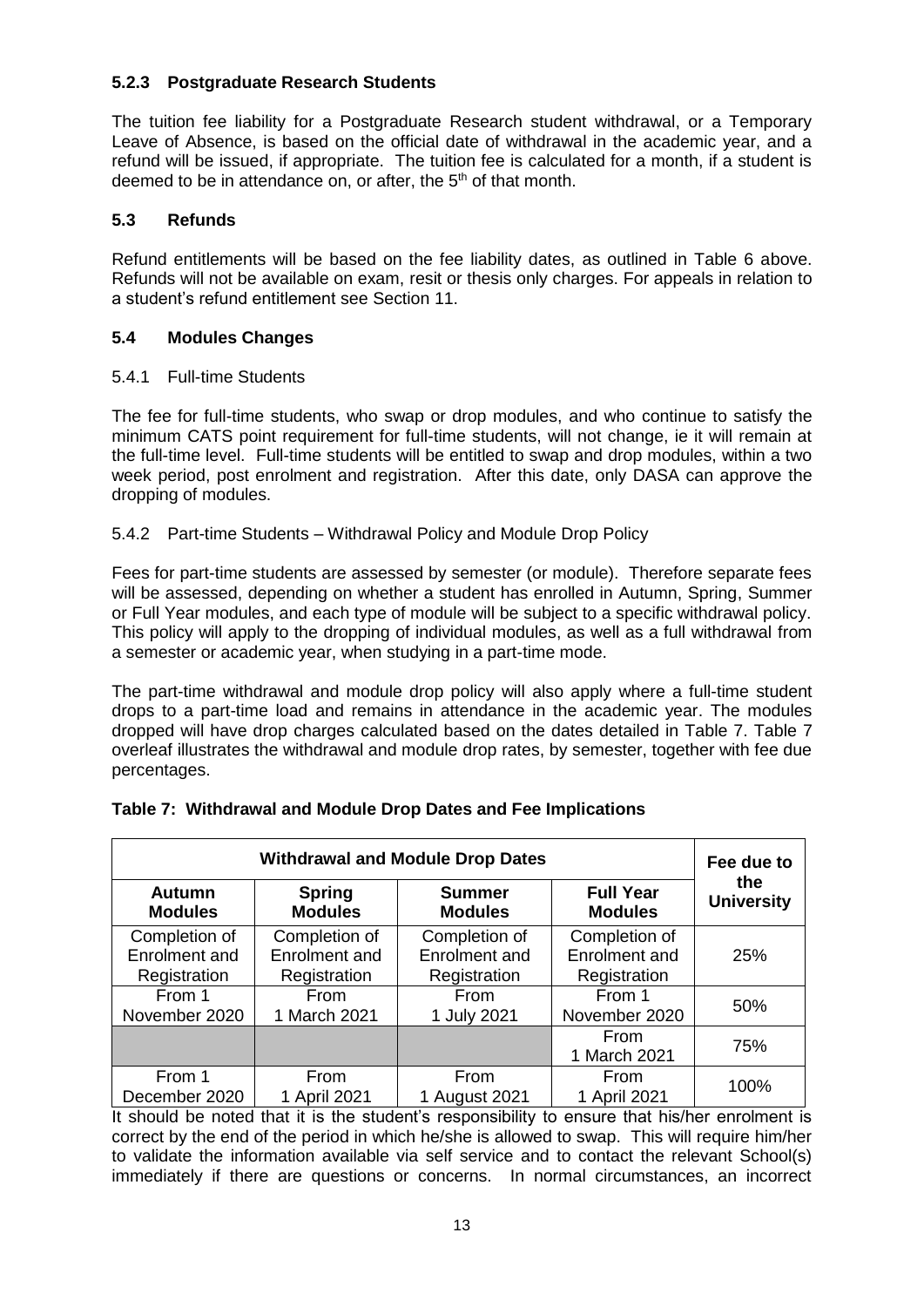### 5.2.3 Postgraduate Research Students

The tuition fee liability for a Postgraduate Research student withdrawal, or a Temporary Leave of Absence, is based on the official date of withdrawal in the academic year, and a refund will be issued, if appropriate. The tuition fee is calculated for a month, if a student is deemed to be in attendance on, or after, the 5th of that month.

## 5.3 Refunds

Refund entitlements will be based on the fee liability dates, as outlined in Table 6 above. Refunds will not be available on exam, resit or thesis only charges. For appeals in relation to a student's refund entitlement see Section 11.

## 5.4 Modules Changes

5.4.1 Full-time Students

The fee for full-time students, who swap or drop modules, and who continue to satisfy the minimum CATS point requirement for full-time students, will not change, ie it will remain at the full-time level. Full-time students will be entitled to swap and drop modules, within a two week period, post enrolment and registration. After this date, only DASA can approve the dropping of modules.

5.4.2 Part-time Students – Withdrawal Policy and Module Drop Policy

Fees for part-time students are assessed by semester (or module). Therefore separate fees will be assessed, depending on whether a student has enrolled in Autumn, Spring, Summer or Full Year modules, and each type of module will be subject to a specific withdrawal policy. This policy will apply to the dropping of individual modules, as well as a full withdrawal from a semester or academic year, when studying in a part-time mode.

The part-time withdrawal and module drop policy will also apply where a full-time student drops to a part-time load and remains in attendance in the academic year. The modules dropped will have drop charges calculated based on the dates detailed in Table 7. Table 7 overleaf illustrates the withdrawal and module drop rates, by semester, together with fee due percentages.

**Table 7: Withdrawal and Module Drop Dates and Fee Implications**

| Withdrawal and Module Drop Dates | | | | Fee due to the University |
|---|---|---|---|---|
| **Autumn Modules** | **Spring Modules** | **Summer Modules** | **Full Year Modules** | |
| Completion of Enrolment and Registration | Completion of Enrolment and Registration | Completion of Enrolment and Registration | Completion of Enrolment and Registration | 25% |
| From 1 November 2020 | From 1 March 2021 | From 1 July 2021 | From 1 November 2020 | 50% |
| | | | From 1 March 2021 | 75% |
| From 1 December 2020 | From 1 April 2021 | From 1 August 2021 | From 1 April 2021 | 100% |

It should be noted that it is the student's responsibility to ensure that his/her enrolment is correct by the end of the period in which he/she is allowed to swap. This will require him/her to validate the information available via self service and to contact the relevant School(s) immediately if there are questions or concerns. In normal circumstances, an incorrect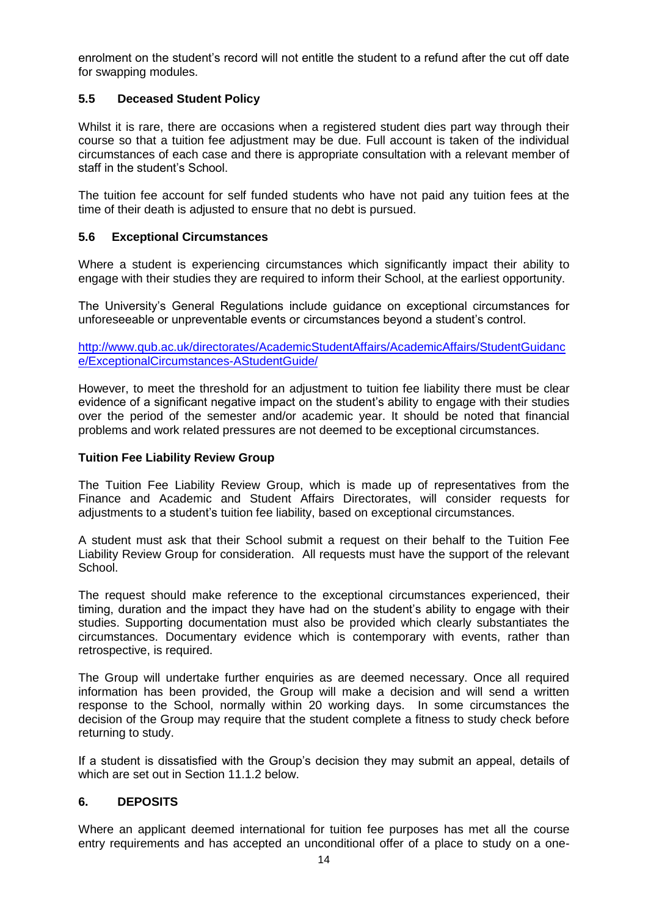enrolment on the student's record will not entitle the student to a refund after the cut off date for swapping modules.

### 5.5 Deceased Student Policy

Whilst it is rare, there are occasions when a registered student dies part way through their course so that a tuition fee adjustment may be due. Full account is taken of the individual circumstances of each case and there is appropriate consultation with a relevant member of staff in the student's School.

The tuition fee account for self funded students who have not paid any tuition fees at the time of their death is adjusted to ensure that no debt is pursued.

### 5.6 Exceptional Circumstances

Where a student is experiencing circumstances which significantly impact their ability to engage with their studies they are required to inform their School, at the earliest opportunity.

The University's General Regulations include guidance on exceptional circumstances for unforeseeable or unpreventable events or circumstances beyond a student's control.

[http://www.qub.ac.uk/directorates/AcademicStudentAffairs/AcademicAffairs/StudentGuidance/ExceptionalCircumstances-AStudentGuide/](http://www.qub.ac.uk/directorates/AcademicStudentAffairs/AcademicAffairs/StudentGuidance/ExceptionalCircumstances-AStudentGuide/)

However, to meet the threshold for an adjustment to tuition fee liability there must be clear evidence of a significant negative impact on the student's ability to engage with their studies over the period of the semester and/or academic year. It should be noted that financial problems and work related pressures are not deemed to be exceptional circumstances.

**Tuition Fee Liability Review Group**

The Tuition Fee Liability Review Group, which is made up of representatives from the Finance and Academic and Student Affairs Directorates, will consider requests for adjustments to a student's tuition fee liability, based on exceptional circumstances.

A student must ask that their School submit a request on their behalf to the Tuition Fee Liability Review Group for consideration. All requests must have the support of the relevant School.

The request should make reference to the exceptional circumstances experienced, their timing, duration and the impact they have had on the student's ability to engage with their studies. Supporting documentation must also be provided which clearly substantiates the circumstances. Documentary evidence which is contemporary with events, rather than retrospective, is required.

The Group will undertake further enquiries as are deemed necessary. Once all required information has been provided, the Group will make a decision and will send a written response to the School, normally within 20 working days. In some circumstances the decision of the Group may require that the student complete a fitness to study check before returning to study.

If a student is dissatisfied with the Group's decision they may submit an appeal, details of which are set out in Section 11.1.2 below.

## 6. DEPOSITS

Where an applicant deemed international for tuition fee purposes has met all the course entry requirements and has accepted an unconditional offer of a place to study on a one-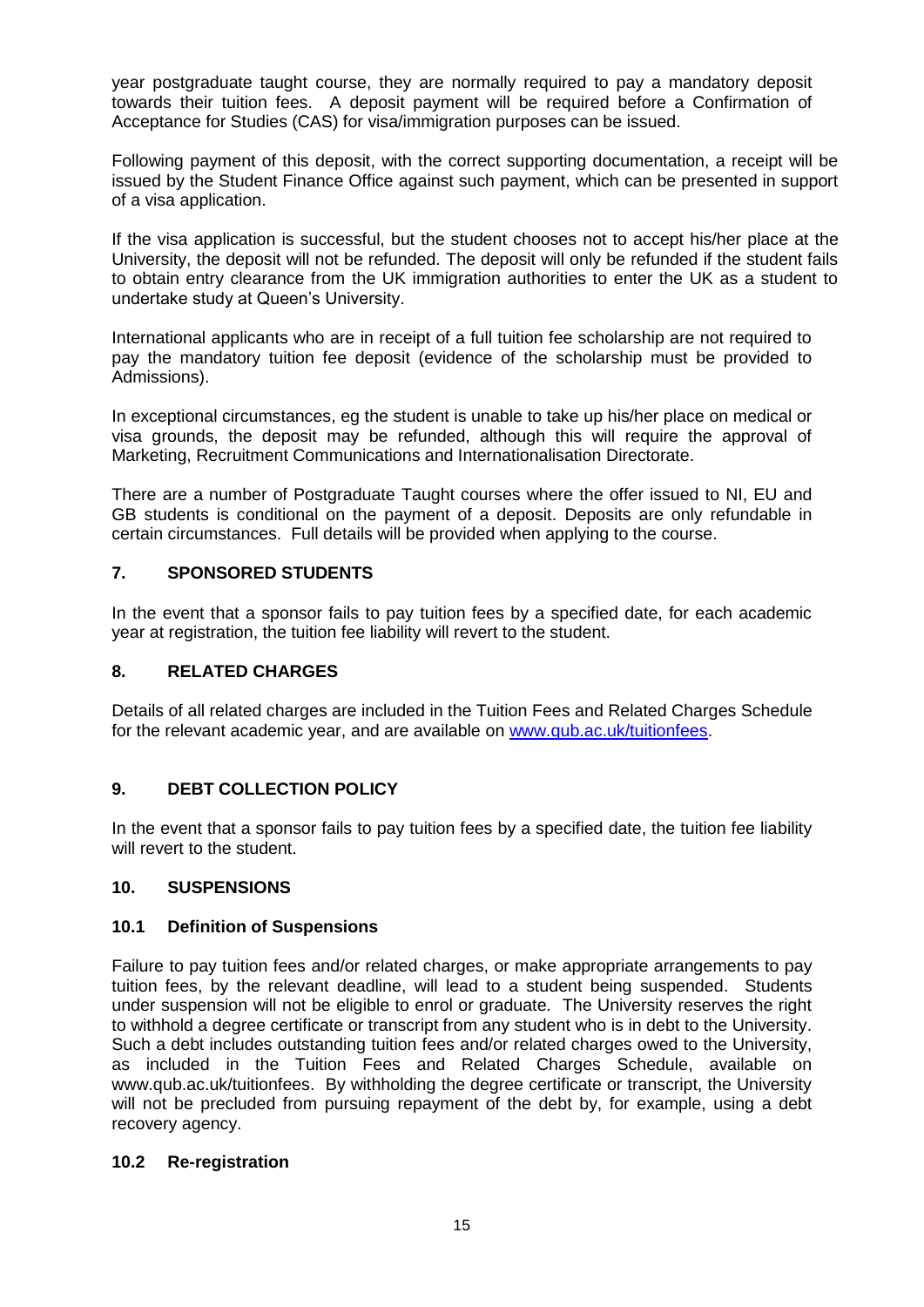year postgraduate taught course, they are normally required to pay a mandatory deposit towards their tuition fees. A deposit payment will be required before a Confirmation of Acceptance for Studies (CAS) for visa/immigration purposes can be issued.

Following payment of this deposit, with the correct supporting documentation, a receipt will be issued by the Student Finance Office against such payment, which can be presented in support of a visa application.

If the visa application is successful, but the student chooses not to accept his/her place at the University, the deposit will not be refunded. The deposit will only be refunded if the student fails to obtain entry clearance from the UK immigration authorities to enter the UK as a student to undertake study at Queen's University.

International applicants who are in receipt of a full tuition fee scholarship are not required to pay the mandatory tuition fee deposit (evidence of the scholarship must be provided to Admissions).

In exceptional circumstances, eg the student is unable to take up his/her place on medical or visa grounds, the deposit may be refunded, although this will require the approval of Marketing, Recruitment Communications and Internationalisation Directorate.

There are a number of Postgraduate Taught courses where the offer issued to NI, EU and GB students is conditional on the payment of a deposit. Deposits are only refundable in certain circumstances. Full details will be provided when applying to the course.

## 7. SPONSORED STUDENTS

In the event that a sponsor fails to pay tuition fees by a specified date, for each academic year at registration, the tuition fee liability will revert to the student.

## 8. RELATED CHARGES

Details of all related charges are included in the Tuition Fees and Related Charges Schedule for the relevant academic year, and are available on [www.qub.ac.uk/tuitionfees](www.qub.ac.uk/tuitionfees).

## 9. DEBT COLLECTION POLICY

In the event that a sponsor fails to pay tuition fees by a specified date, the tuition fee liability will revert to the student.

## 10. SUSPENSIONS

### 10.1 Definition of Suspensions

Failure to pay tuition fees and/or related charges, or make appropriate arrangements to pay tuition fees, by the relevant deadline, will lead to a student being suspended. Students under suspension will not be eligible to enrol or graduate. The University reserves the right to withhold a degree certificate or transcript from any student who is in debt to the University. Such a debt includes outstanding tuition fees and/or related charges owed to the University, as included in the Tuition Fees and Related Charges Schedule, available on www.qub.ac.uk/tuitionfees. By withholding the degree certificate or transcript, the University will not be precluded from pursuing repayment of the debt by, for example, using a debt recovery agency.

### 10.2 Re-registration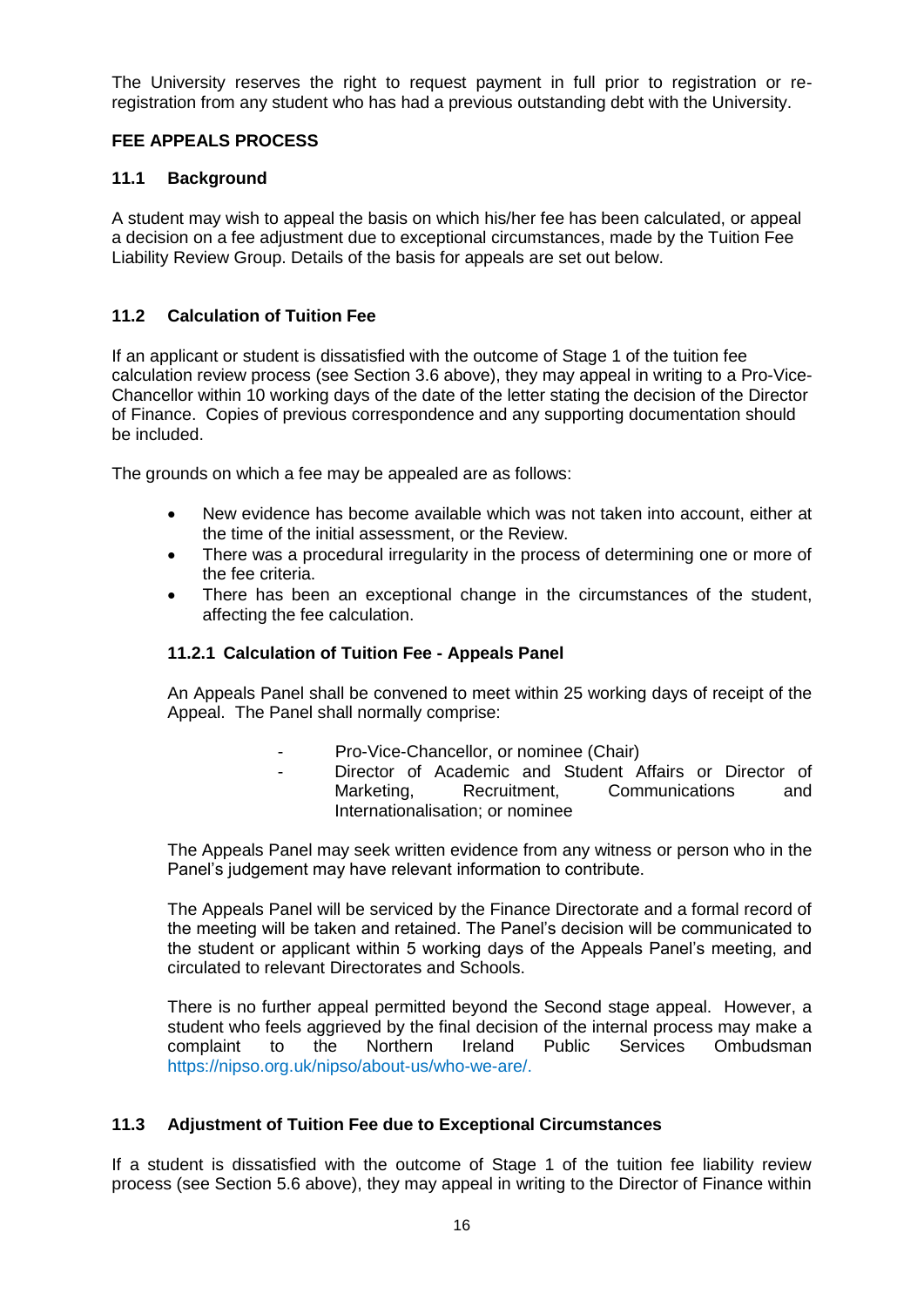The University reserves the right to request payment in full prior to registration or re-registration from any student who has had a previous outstanding debt with the University.

## FEE APPEALS PROCESS

### 11.1 Background

A student may wish to appeal the basis on which his/her fee has been calculated, or appeal a decision on a fee adjustment due to exceptional circumstances, made by the Tuition Fee Liability Review Group. Details of the basis for appeals are set out below.

### 11.2 Calculation of Tuition Fee

If an applicant or student is dissatisfied with the outcome of Stage 1 of the tuition fee calculation review process (see Section 3.6 above), they may appeal in writing to a Pro-Vice-Chancellor within 10 working days of the date of the letter stating the decision of the Director of Finance. Copies of previous correspondence and any supporting documentation should be included.

The grounds on which a fee may be appealed are as follows:

- New evidence has become available which was not taken into account, either at the time of the initial assessment, or the Review.
- There was a procedural irregularity in the process of determining one or more of the fee criteria.
- There has been an exceptional change in the circumstances of the student, affecting the fee calculation.

#### 11.2.1 Calculation of Tuition Fee - Appeals Panel

An Appeals Panel shall be convened to meet within 25 working days of receipt of the Appeal. The Panel shall normally comprise:

- Pro-Vice-Chancellor, or nominee (Chair)
- Director of Academic and Student Affairs or Director of Marketing, Recruitment, Communications and Internationalisation; or nominee

The Appeals Panel may seek written evidence from any witness or person who in the Panel's judgement may have relevant information to contribute.

The Appeals Panel will be serviced by the Finance Directorate and a formal record of the meeting will be taken and retained. The Panel's decision will be communicated to the student or applicant within 5 working days of the Appeals Panel's meeting, and circulated to relevant Directorates and Schools.

There is no further appeal permitted beyond the Second stage appeal. However, a student who feels aggrieved by the final decision of the internal process may make a complaint to the Northern Ireland Public Services Ombudsman https://nipso.org.uk/nipso/about-us/who-we-are/.

### 11.3 Adjustment of Tuition Fee due to Exceptional Circumstances

If a student is dissatisfied with the outcome of Stage 1 of the tuition fee liability review process (see Section 5.6 above), they may appeal in writing to the Director of Finance within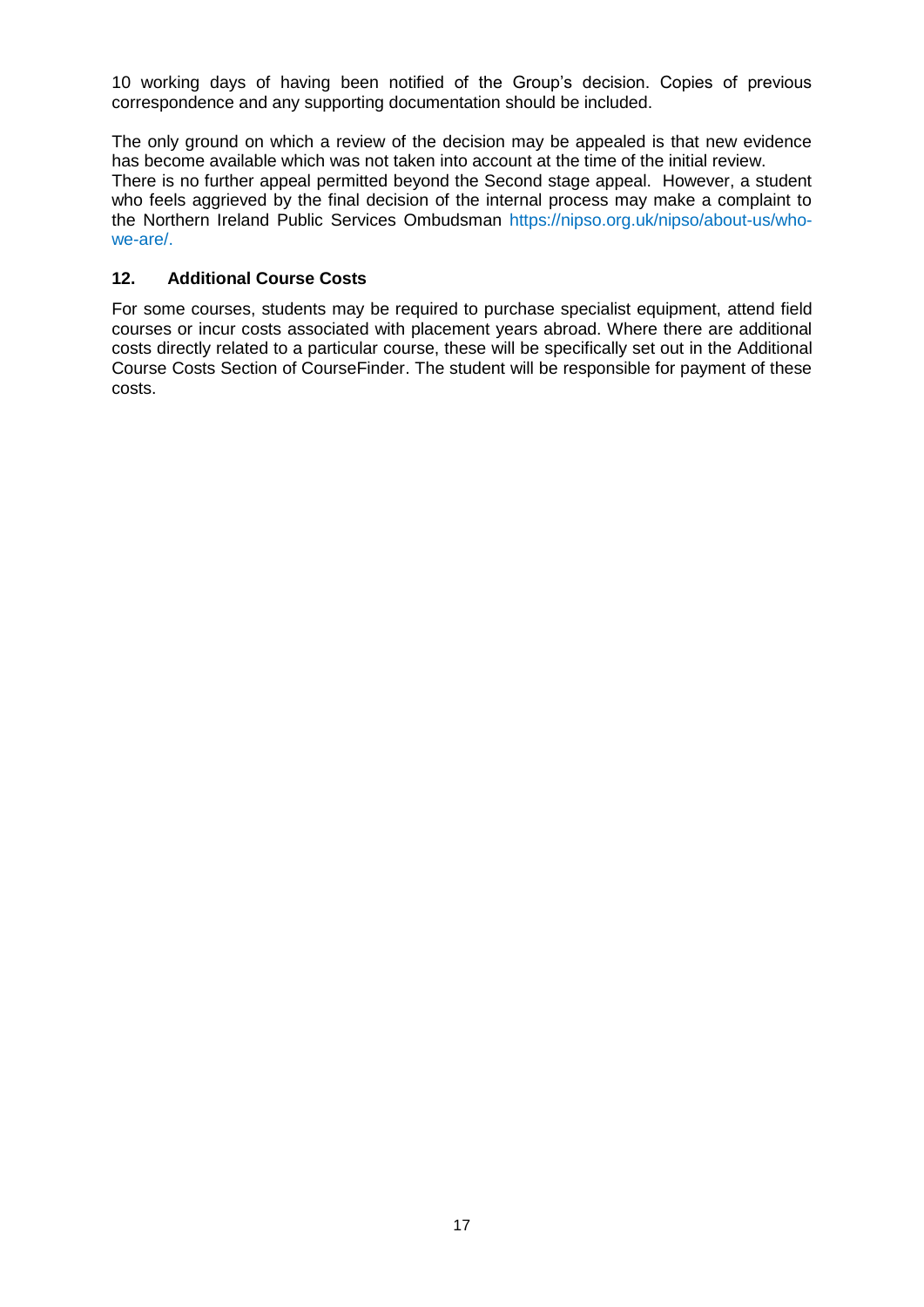10 working days of having been notified of the Group's decision. Copies of previous correspondence and any supporting documentation should be included.

The only ground on which a review of the decision may be appealed is that new evidence has become available which was not taken into account at the time of the initial review.
There is no further appeal permitted beyond the Second stage appeal. However, a student who feels aggrieved by the final decision of the internal process may make a complaint to the Northern Ireland Public Services Ombudsman https://nipso.org.uk/nipso/about-us/who-we-are/.

## 12. Additional Course Costs

For some courses, students may be required to purchase specialist equipment, attend field courses or incur costs associated with placement years abroad. Where there are additional costs directly related to a particular course, these will be specifically set out in the Additional Course Costs Section of CourseFinder. The student will be responsible for payment of these costs.